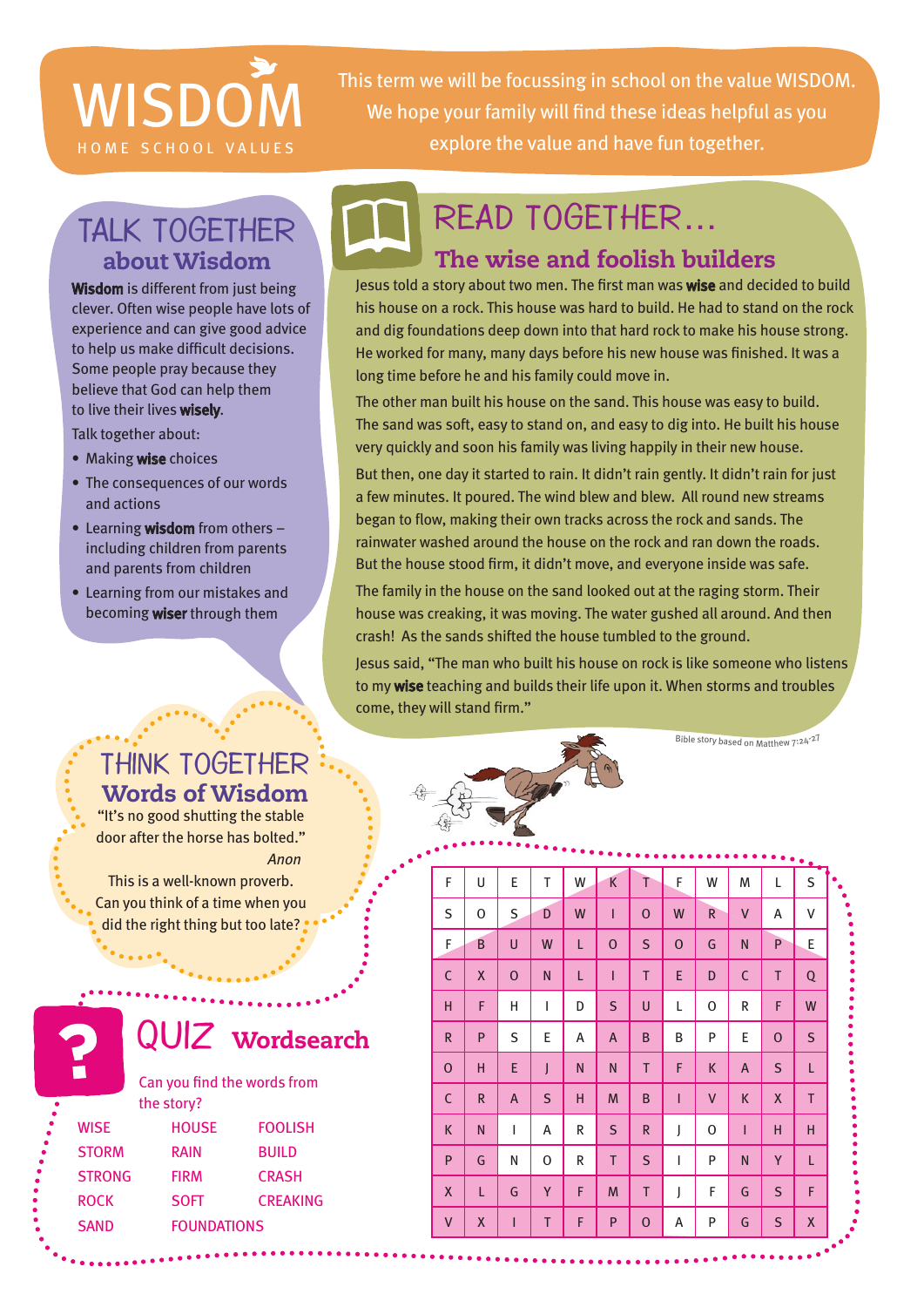# WISDOM

HOME SCHOOL VALUES

This term we will be focussing in school on the value WISDOM. We hope your family will find these ideas helpful as you explore the value and have fun together.

## TALK TOGETHER about Wisdom

**Wisdom** is different from just being clever. Often wise people have lots of experience and can give good advice to help us make difficult decisions. Some people pray because they believe that God can help them to live their lives **wisely**.

Talk together about:

- Making **wise** choices
- The consequences of our words and actions
- Learning **wisdom** from others – including children from parents and parents from children
- Learning from our mistakes and becoming **wiser** through them

## READ TOGETHER…

### The wise and foolish builders

Jesus told a story about two men. The first man was **wise** and decided to build his house on a rock. This house was hard to build. He had to stand on the rock and dig foundations deep down into that hard rock to make his house strong. He worked for many, many days before his new house was finished. It was a long time before he and his family could move in.

The other man built his house on the sand. This house was easy to build. The sand was soft, easy to stand on, and easy to dig into. He built his house very quickly and soon his family was living happily in their new house.

But then, one day it started to rain. It didn't rain gently. It didn't rain for just a few minutes. It poured. The wind blew and blew. All round new streams began to flow, making their own tracks across the rock and sands. The rainwater washed around the house on the rock and ran down the roads. But the house stood firm, it didn't move, and everyone inside was safe.

The family in the house on the sand looked out at the raging storm. Their house was creaking, it was moving. The water gushed all around. And then crash! As the sands shifted the house tumbled to the ground.

Jesus said, "The man who built his house on rock is like someone who listens to my **wise** teaching and builds their life upon it. When storms and troubles come, they will stand firm."

Bible story based on Matthew 7:24-27

## THINK TOGETHER

### Words of Wisdom

"It's no good shutting the stable door after the horse has bolted."

*Anon*

This is a well-known proverb. Can you think of a time when you did the right thing but too late?

## QUIZ Wordsearch

Can you find the words from the story?

| | | |
|---|---|---|
| WISE | HOUSE | FOOLISH |
| STORM | RAIN | BUILD |
| STRONG | FIRM | CRASH |
| ROCK | SOFT | CREAKING |
| SAND | FOUNDATIONS | |

| | | | | | | | | | | | |
|---|---|---|---|---|---|---|---|---|---|---|---|
| F | U | E | T | W | K | T | F | W | M | L | S |
| S | O | S | D | W | I | O | W | R | V | A | V |
| F | B | U | W | L | O | S | O | G | N | P | E |
| C | X | O | N | L | I | T | E | D | C | T | Q |
| H | F | H | I | D | S | U | L | O | R | F | W |
| R | P | S | E | A | A | B | B | P | E | O | S |
| O | H | E | J | N | N | T | F | K | A | S | L |
| C | R | A | S | H | M | B | I | V | K | X | T |
| K | N | I | A | R | S | R | J | O | I | H | H |
| P | G | N | O | R | T | S | I | P | N | Y | L |
| X | L | G | Y | F | M | T | J | F | G | S | F |
| V | X | I | T | F | P | O | A | P | G | S | X |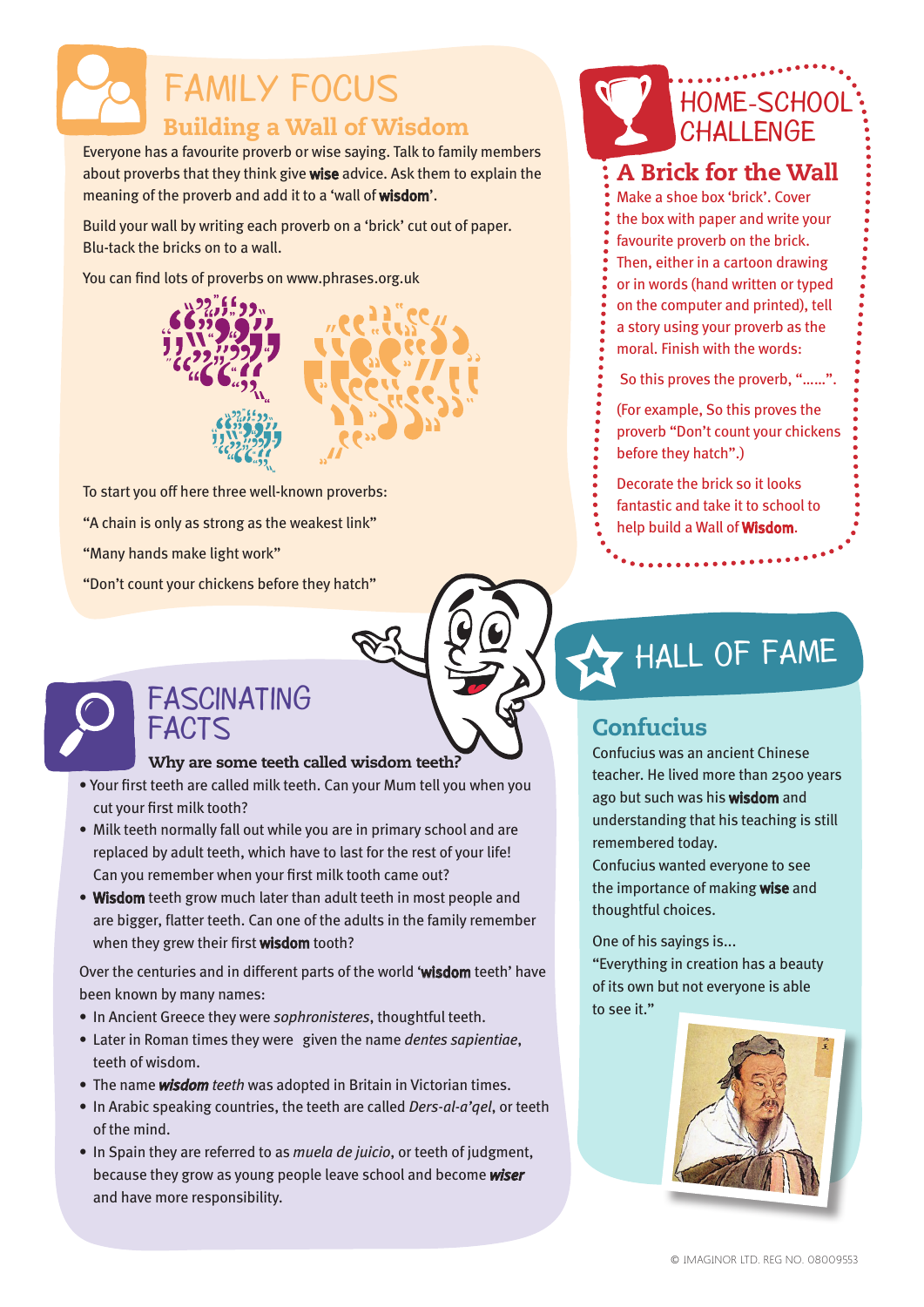# FAMILY FOCUS

## Building a Wall of Wisdom

Everyone has a favourite proverb or wise saying. Talk to family members about proverbs that they think give **wise** advice. Ask them to explain the meaning of the proverb and add it to a 'wall of **wisdom**'.

Build your wall by writing each proverb on a 'brick' cut out of paper. Blu-tack the bricks on to a wall.

You can find lots of proverbs on www.phrases.org.uk

To start you off here three well-known proverbs:

"A chain is only as strong as the weakest link"

"Many hands make light work"

"Don't count your chickens before they hatch"

# HOME-SCHOOL CHALLENGE

## A Brick for the Wall

Make a shoe box 'brick'. Cover the box with paper and write your favourite proverb on the brick. Then, either in a cartoon drawing or in words (hand written or typed on the computer and printed), tell a story using your proverb as the moral. Finish with the words:

So this proves the proverb, "......".

(For example, So this proves the proverb "Don't count your chickens before they hatch".)

Decorate the brick so it looks fantastic and take it to school to help build a Wall of **Wisdom**.

# FASCINATING FACTS

### Why are some teeth called wisdom teeth?

- Your first teeth are called milk teeth. Can your Mum tell you when you cut your first milk tooth?
- Milk teeth normally fall out while you are in primary school and are replaced by adult teeth, which have to last for the rest of your life! Can you remember when your first milk tooth came out?
- **Wisdom** teeth grow much later than adult teeth in most people and are bigger, flatter teeth. Can one of the adults in the family remember when they grew their first **wisdom** tooth?

Over the centuries and in different parts of the world '**wisdom** teeth' have been known by many names:

- In Ancient Greece they were *sophronisteres*, thoughtful teeth.
- Later in Roman times they were given the name *dentes sapientiae*, teeth of wisdom.
- The name ***wisdom*** *teeth* was adopted in Britain in Victorian times.
- In Arabic speaking countries, the teeth are called *Ders-al-a'qel*, or teeth of the mind.
- In Spain they are referred to as *muela de juicio*, or teeth of judgment, because they grow as young people leave school and become ***wiser*** and have more responsibility.

# HALL OF FAME

## Confucius

Confucius was an ancient Chinese teacher. He lived more than 2500 years ago but such was his **wisdom** and understanding that his teaching is still remembered today.
Confucius wanted everyone to see the importance of making **wise** and thoughtful choices.

One of his sayings is...
"Everything in creation has a beauty of its own but not everyone is able to see it."

© IMAGINOR LTD. REG NO. 08009553